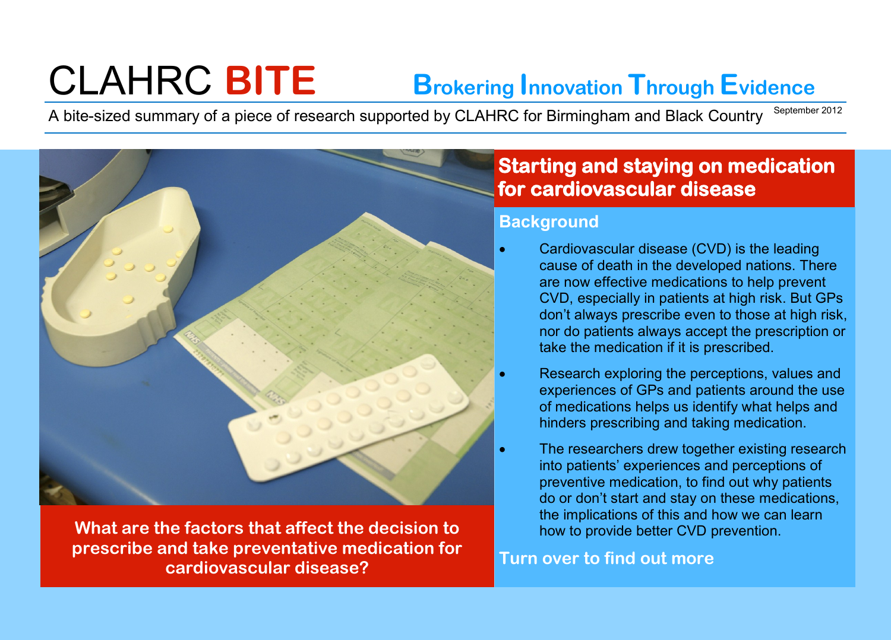# CLAHRC BITE

**Brokering Innovation Through Evidence**

A bite-sized summary of a piece of research supported by CLAHRC for Birmingham and Black Country

September 2012

**What are the factors that affect the decision to prescribe and take preventative medication for cardiovascular disease?**

## Starting and staying on medication for cardiovascular disease

### Background

- Cardiovascular disease (CVD) is the leading cause of death in the developed nations. There are now effective medications to help prevent CVD, especially in patients at high risk. But GPs don't always prescribe even to those at high risk, nor do patients always accept the prescription or take the medication if it is prescribed.
- Research exploring the perceptions, values and experiences of GPs and patients around the use of medications helps us identify what helps and hinders prescribing and taking medication.
- The researchers drew together existing research into patients' experiences and perceptions of preventive medication, to find out why patients do or don't start and stay on these medications, the implications of this and how we can learn how to provide better CVD prevention.

**Turn over to find out more**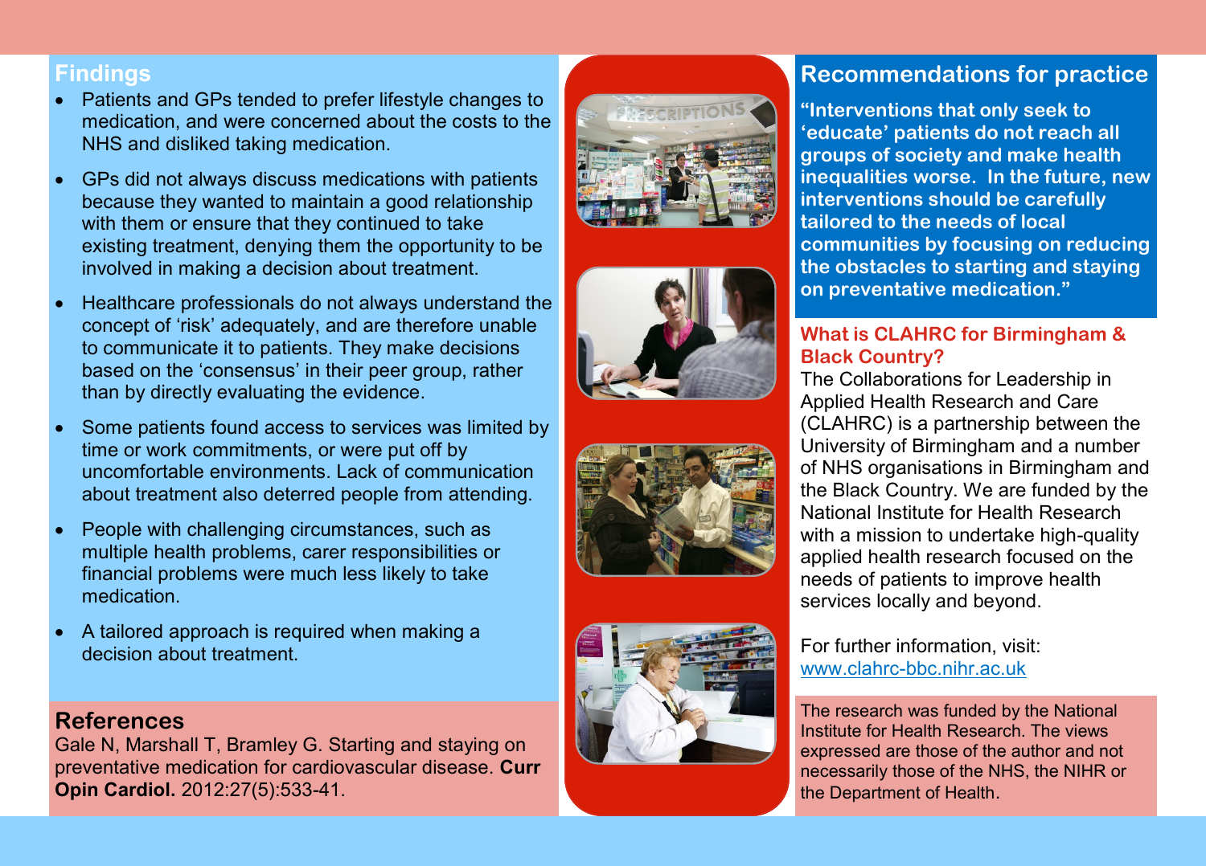## Findings

- Patients and GPs tended to prefer lifestyle changes to medication, and were concerned about the costs to the NHS and disliked taking medication.
- GPs did not always discuss medications with patients because they wanted to maintain a good relationship with them or ensure that they continued to take existing treatment, denying them the opportunity to be involved in making a decision about treatment.
- Healthcare professionals do not always understand the concept of 'risk' adequately, and are therefore unable to communicate it to patients. They make decisions based on the 'consensus' in their peer group, rather than by directly evaluating the evidence.
- Some patients found access to services was limited by time or work commitments, or were put off by uncomfortable environments. Lack of communication about treatment also deterred people from attending.
- People with challenging circumstances, such as multiple health problems, carer responsibilities or financial problems were much less likely to take medication.
- A tailored approach is required when making a decision about treatment.

## References

Gale N, Marshall T, Bramley G. Starting and staying on preventative medication for cardiovascular disease. **Curr Opin Cardiol.** 2012:27(5):533-41.

## Recommendations for practice

**"Interventions that only seek to 'educate' patients do not reach all groups of society and make health inequalities worse. In the future, new interventions should be carefully tailored to the needs of local communities by focusing on reducing the obstacles to starting and staying on preventative medication."**

### What is CLAHRC for Birmingham & Black Country?

The Collaborations for Leadership in Applied Health Research and Care (CLAHRC) is a partnership between the University of Birmingham and a number of NHS organisations in Birmingham and the Black Country. We are funded by the National Institute for Health Research with a mission to undertake high-quality applied health research focused on the needs of patients to improve health services locally and beyond.

For further information, visit: www.clahrc-bbc.nihr.ac.uk

The research was funded by the National Institute for Health Research. The views expressed are those of the author and not necessarily those of the NHS, the NIHR or the Department of Health.